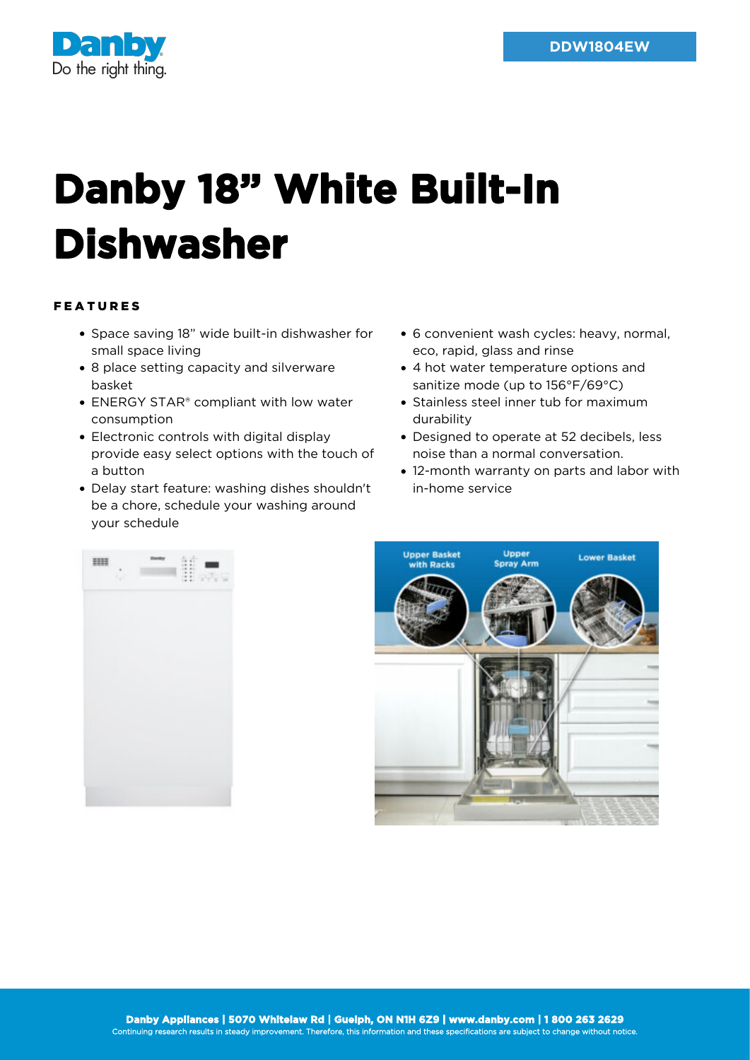DDW1804EW

# Danby 18" White Built-In Dishwasher

## FEATURES

- Space saving 18" wide built-in dishwasher for small space living
- 8 place setting capacity and silverware basket
- ENERGY STAR® compliant with low water consumption
- Electronic controls with digital display provide easy select options with the touch of a button
- Delay start feature: washing dishes shouldn't be a chore, schedule your washing around your schedule
- 6 convenient wash cycles: heavy, normal, eco, rapid, glass and rinse
- 4 hot water temperature options and sanitize mode (up to 156°F/69°C)
- Stainless steel inner tub for maximum durability
- Designed to operate at 52 decibels, less noise than a normal conversation.
- 12-month warranty on parts and labor with in-home service

Danby Appliances | 5070 Whitelaw Rd | Guelph, ON N1H 6Z9 | www.danby.com | 1 800 263 2629
Continuing research results in steady improvement. Therefore, this information and these specifications are subject to change without notice.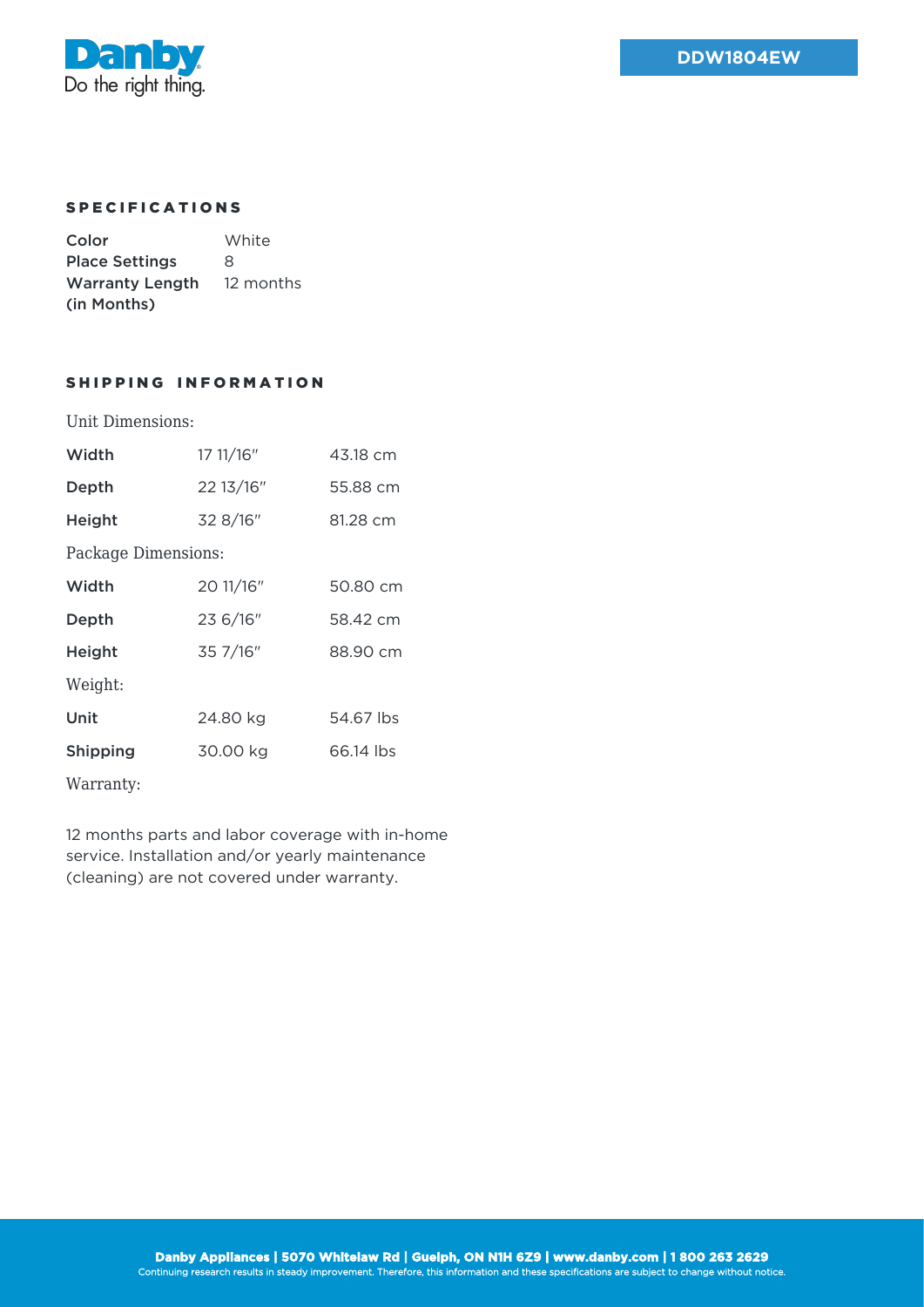DDW1804EW

## SPECIFICATIONS

| | |
|---|---|
| Color | White |
| Place Settings | 8 |
| Warranty Length (in Months) | 12 months |

## SHIPPING INFORMATION

Unit Dimensions:

| | | |
|---|---|---|
| **Width** | 17 11/16″ | 43.18 cm |
| **Depth** | 22 13/16″ | 55.88 cm |
| **Height** | 32 8/16″ | 81.28 cm |

Package Dimensions:

| | | |
|---|---|---|
| **Width** | 20 11/16″ | 50.80 cm |
| **Depth** | 23 6/16″ | 58.42 cm |
| **Height** | 35 7/16″ | 88.90 cm |

Weight:

| | | |
|---|---|---|
| **Unit** | 24.80 kg | 54.67 lbs |
| **Shipping** | 30.00 kg | 66.14 lbs |

Warranty:

12 months parts and labor coverage with in-home service. Installation and/or yearly maintenance (cleaning) are not covered under warranty.

**Danby Appliances | 5070 Whitelaw Rd | Guelph, ON N1H 6Z9 | www.danby.com | 1 800 263 2629**
Continuing research results in steady improvement. Therefore, this information and these specifications are subject to change without notice.